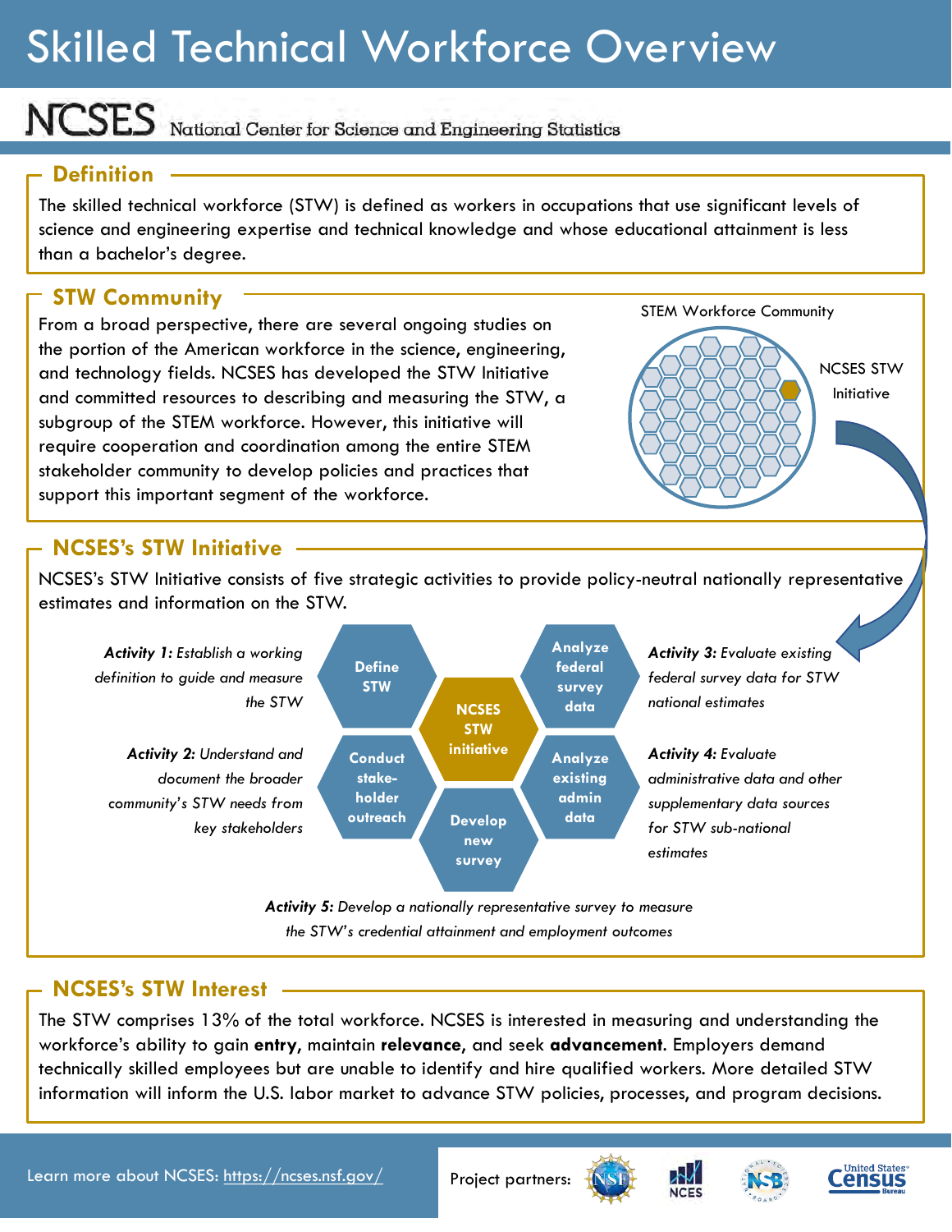# Skilled Technical Workforce Overview

NCSES National Center for Science and Engineering Statistics

## Definition

The skilled technical workforce (STW) is defined as workers in occupations that use significant levels of science and engineering expertise and technical knowledge and whose educational attainment is less than a bachelor's degree.

## STW Community

From a broad perspective, there are several ongoing studies on the portion of the American workforce in the science, engineering, and technology fields. NCSES has developed the STW Initiative and committed resources to describing and measuring the STW, a subgroup of the STEM workforce. However, this initiative will require cooperation and coordination among the entire STEM stakeholder community to develop policies and practices that support this important segment of the workforce.

STEM Workforce Community

NCSES STW Initiative

## NCSES's STW Initiative

NCSES's STW Initiative consists of five strategic activities to provide policy-neutral nationally representative estimates and information on the STW.

NCSES STW initiative

- **Define STW** — ***Activity 1:*** *Establish a working definition to guide and measure the STW*
- **Conduct stake-holder outreach** — ***Activity 2:*** *Understand and document the broader community's STW needs from key stakeholders*
- **Analyze federal survey data** — ***Activity 3:*** *Evaluate existing federal survey data for STW national estimates*
- **Analyze existing admin data** — ***Activity 4:*** *Evaluate administrative data and other supplementary data sources for STW sub-national estimates*
- **Develop new survey** — ***Activity 5:*** *Develop a nationally representative survey to measure the STW's credential attainment and employment outcomes*

## NCSES's STW Interest

The STW comprises 13% of the total workforce. NCSES is interested in measuring and understanding the workforce's ability to gain **entry**, maintain **relevance**, and seek **advancement**. Employers demand technically skilled employees but are unable to identify and hire qualified workers. More detailed STW information will inform the U.S. labor market to advance STW policies, processes, and program decisions.

Learn more about NCSES: https://ncses.nsf.gov/

Project partners: NSF, NCES, NSB, United States Census Bureau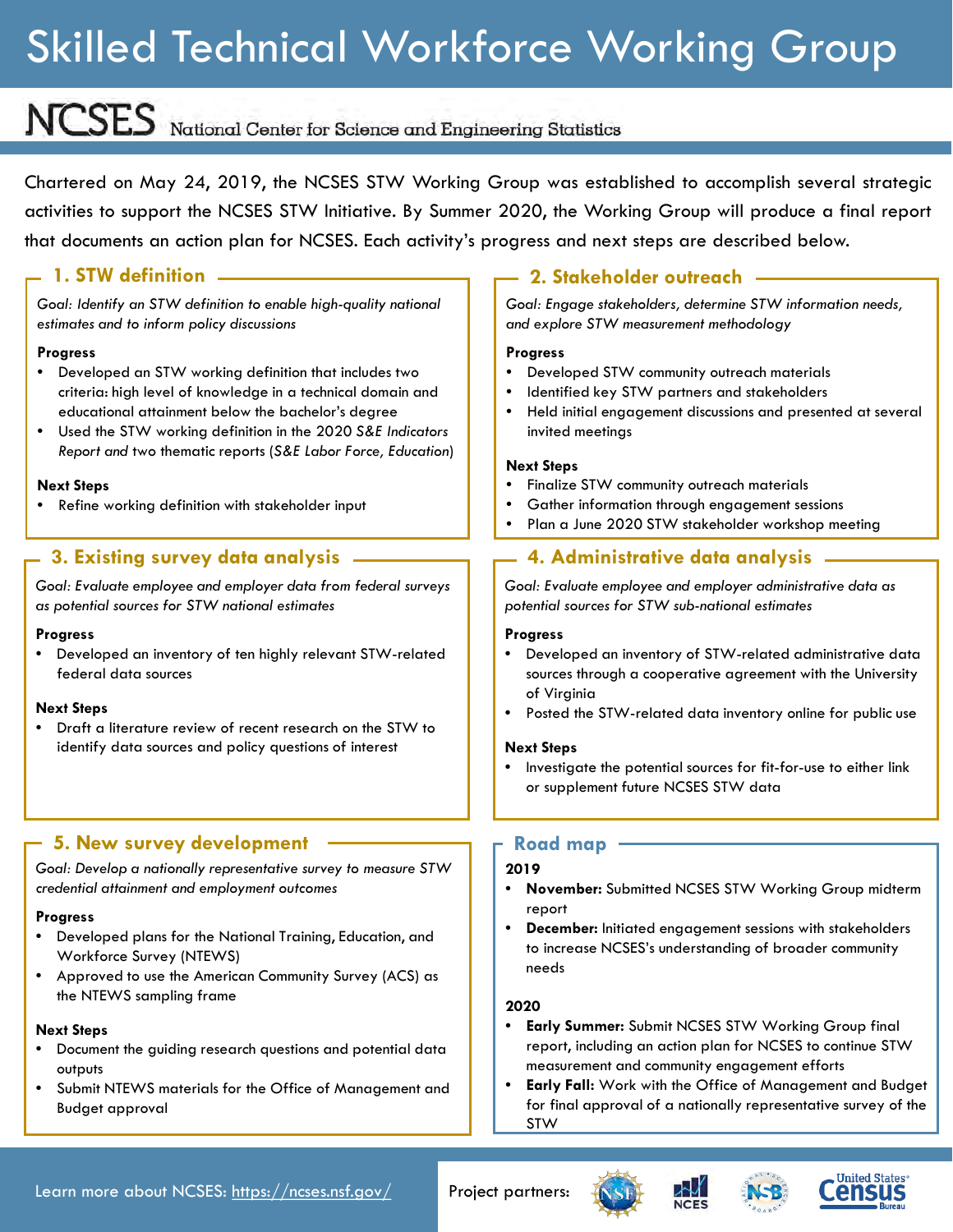# Skilled Technical Workforce Working Group

**NCSES** National Center for Science and Engineering Statistics

Chartered on May 24, 2019, the NCSES STW Working Group was established to accomplish several strategic activities to support the NCSES STW Initiative. By Summer 2020, the Working Group will produce a final report that documents an action plan for NCSES. Each activity's progress and next steps are described below.

## 1. STW definition

*Goal: Identify an STW definition to enable high-quality national estimates and to inform policy discussions*

**Progress**

- Developed an STW working definition that includes two criteria: high level of knowledge in a technical domain and educational attainment below the bachelor's degree
- Used the STW working definition in the 2020 *S&E Indicators Report* and two thematic reports (*S&E Labor Force, Education*)

**Next Steps**

- Refine working definition with stakeholder input

## 2. Stakeholder outreach

*Goal: Engage stakeholders, determine STW information needs, and explore STW measurement methodology*

**Progress**

- Developed STW community outreach materials
- Identified key STW partners and stakeholders
- Held initial engagement discussions and presented at several invited meetings

**Next Steps**

- Finalize STW community outreach materials
- Gather information through engagement sessions
- Plan a June 2020 STW stakeholder workshop meeting

## 3. Existing survey data analysis

*Goal: Evaluate employee and employer data from federal surveys as potential sources for STW national estimates*

**Progress**

- Developed an inventory of ten highly relevant STW-related federal data sources

**Next Steps**

- Draft a literature review of recent research on the STW to identify data sources and policy questions of interest

## 4. Administrative data analysis

*Goal: Evaluate employee and employer administrative data as potential sources for STW sub-national estimates*

**Progress**

- Developed an inventory of STW-related administrative data sources through a cooperative agreement with the University of Virginia
- Posted the STW-related data inventory online for public use

**Next Steps**

- Investigate the potential sources for fit-for-use to either link or supplement future NCSES STW data

## 5. New survey development

*Goal: Develop a nationally representative survey to measure STW credential attainment and employment outcomes*

**Progress**

- Developed plans for the National Training, Education, and Workforce Survey (NTEWS)
- Approved to use the American Community Survey (ACS) as the NTEWS sampling frame

**Next Steps**

- Document the guiding research questions and potential data outputs
- Submit NTEWS materials for the Office of Management and Budget approval

## Road map

**2019**

- **November:** Submitted NCSES STW Working Group midterm report
- **December:** Initiated engagement sessions with stakeholders to increase NCSES's understanding of broader community needs

**2020**

- **Early Summer:** Submit NCSES STW Working Group final report, including an action plan for NCSES to continue STW measurement and community engagement efforts
- **Early Fall:** Work with the Office of Management and Budget for final approval of a nationally representative survey of the STW

Learn more about NCSES: https://ncses.nsf.gov/

Project partners: NSF, NCES, NSB, United States Census Bureau